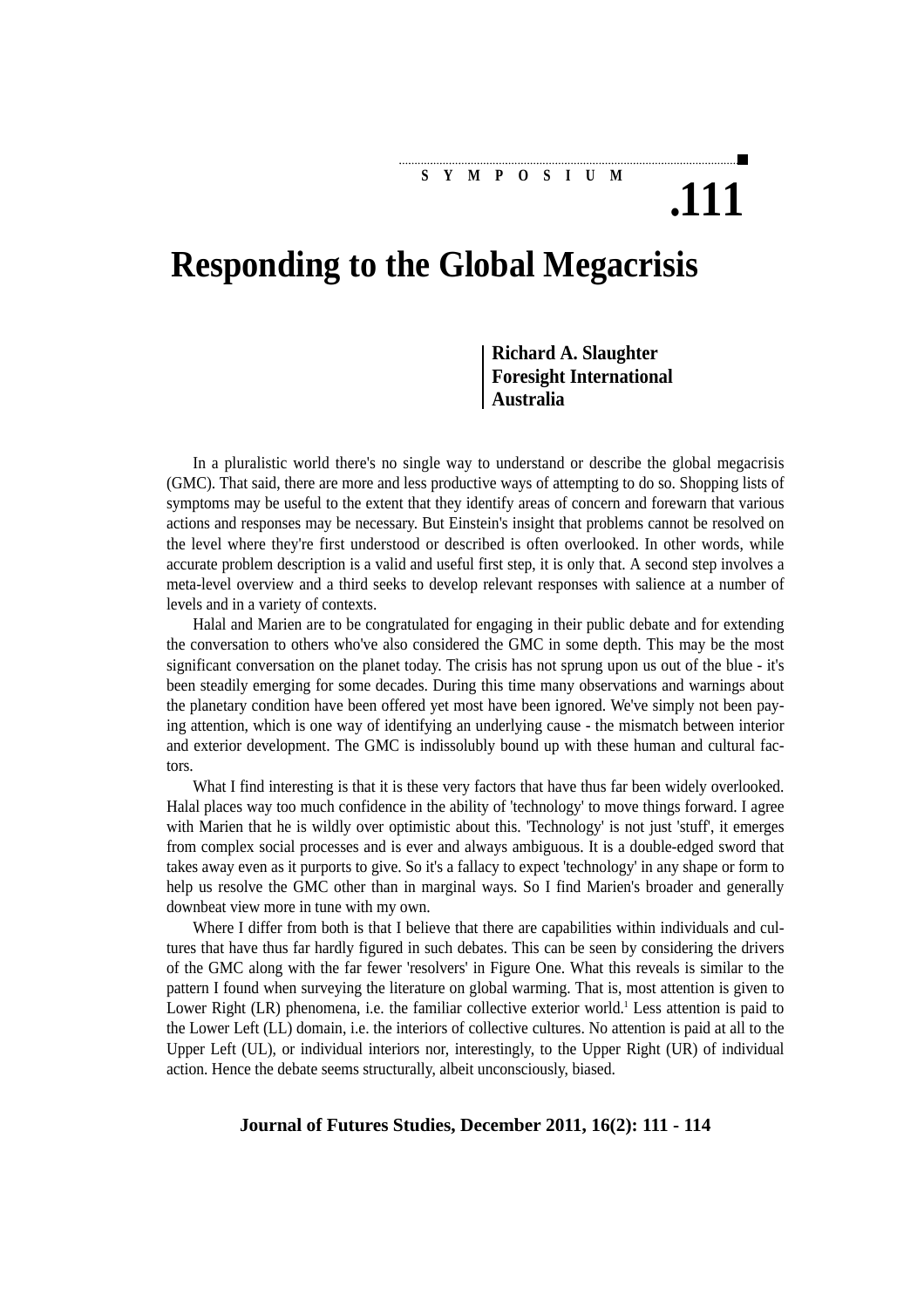SYMPOSIUM

# Responding to the Global Megacrisis

**Richard A. Slaughter**
**Foresight International**
**Australia**

In a pluralistic world there's no single way to understand or describe the global megacrisis (GMC). That said, there are more and less productive ways of attempting to do so. Shopping lists of symptoms may be useful to the extent that they identify areas of concern and forewarn that various actions and responses may be necessary. But Einstein's insight that problems cannot be resolved on the level where they're first understood or described is often overlooked. In other words, while accurate problem description is a valid and useful first step, it is only that. A second step involves a meta-level overview and a third seeks to develop relevant responses with salience at a number of levels and in a variety of contexts.

Halal and Marien are to be congratulated for engaging in their public debate and for extending the conversation to others who've also considered the GMC in some depth. This may be the most significant conversation on the planet today. The crisis has not sprung upon us out of the blue - it's been steadily emerging for some decades. During this time many observations and warnings about the planetary condition have been offered yet most have been ignored. We've simply not been paying attention, which is one way of identifying an underlying cause - the mismatch between interior and exterior development. The GMC is indissolubly bound up with these human and cultural factors.

What I find interesting is that it is these very factors that have thus far been widely overlooked. Halal places way too much confidence in the ability of 'technology' to move things forward. I agree with Marien that he is wildly over optimistic about this. 'Technology' is not just 'stuff', it emerges from complex social processes and is ever and always ambiguous. It is a double-edged sword that takes away even as it purports to give. So it's a fallacy to expect 'technology' in any shape or form to help us resolve the GMC other than in marginal ways. So I find Marien's broader and generally downbeat view more in tune with my own.

Where I differ from both is that I believe that there are capabilities within individuals and cultures that have thus far hardly figured in such debates. This can be seen by considering the drivers of the GMC along with the far fewer 'resolvers' in Figure One. What this reveals is similar to the pattern I found when surveying the literature on global warming. That is, most attention is given to Lower Right (LR) phenomena, i.e. the familiar collective exterior world.[1] Less attention is paid to the Lower Left (LL) domain, i.e. the interiors of collective cultures. No attention is paid at all to the Upper Left (UL), or individual interiors nor, interestingly, to the Upper Right (UR) of individual action. Hence the debate seems structurally, albeit unconsciously, biased.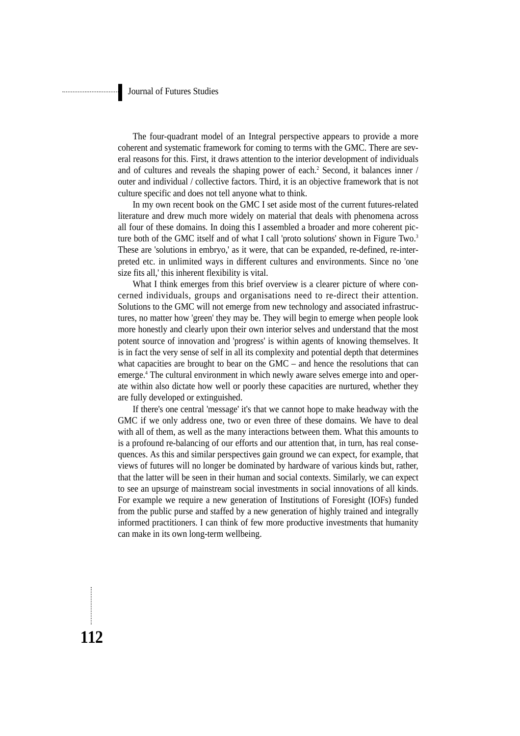The four-quadrant model of an Integral perspective appears to provide a more coherent and systematic framework for coming to terms with the GMC. There are several reasons for this. First, it draws attention to the interior development of individuals and of cultures and reveals the shaping power of each.[2] Second, it balances inner / outer and individual / collective factors. Third, it is an objective framework that is not culture specific and does not tell anyone what to think.

In my own recent book on the GMC I set aside most of the current futures-related literature and drew much more widely on material that deals with phenomena across all four of these domains. In doing this I assembled a broader and more coherent picture both of the GMC itself and of what I call 'proto solutions' shown in Figure Two.[3] These are 'solutions in embryo,' as it were, that can be expanded, re-defined, re-interpreted etc. in unlimited ways in different cultures and environments. Since no 'one size fits all,' this inherent flexibility is vital.

What I think emerges from this brief overview is a clearer picture of where concerned individuals, groups and organisations need to re-direct their attention. Solutions to the GMC will not emerge from new technology and associated infrastructures, no matter how 'green' they may be. They will begin to emerge when people look more honestly and clearly upon their own interior selves and understand that the most potent source of innovation and 'progress' is within agents of knowing themselves. It is in fact the very sense of self in all its complexity and potential depth that determines what capacities are brought to bear on the GMC – and hence the resolutions that can emerge.[4] The cultural environment in which newly aware selves emerge into and operate within also dictate how well or poorly these capacities are nurtured, whether they are fully developed or extinguished.

If there's one central 'message' it's that we cannot hope to make headway with the GMC if we only address one, two or even three of these domains. We have to deal with all of them, as well as the many interactions between them. What this amounts to is a profound re-balancing of our efforts and our attention that, in turn, has real consequences. As this and similar perspectives gain ground we can expect, for example, that views of futures will no longer be dominated by hardware of various kinds but, rather, that the latter will be seen in their human and social contexts. Similarly, we can expect to see an upsurge of mainstream social investments in social innovations of all kinds. For example we require a new generation of Institutions of Foresight (IOFs) funded from the public purse and staffed by a new generation of highly trained and integrally informed practitioners. I can think of few more productive investments that humanity can make in its own long-term wellbeing.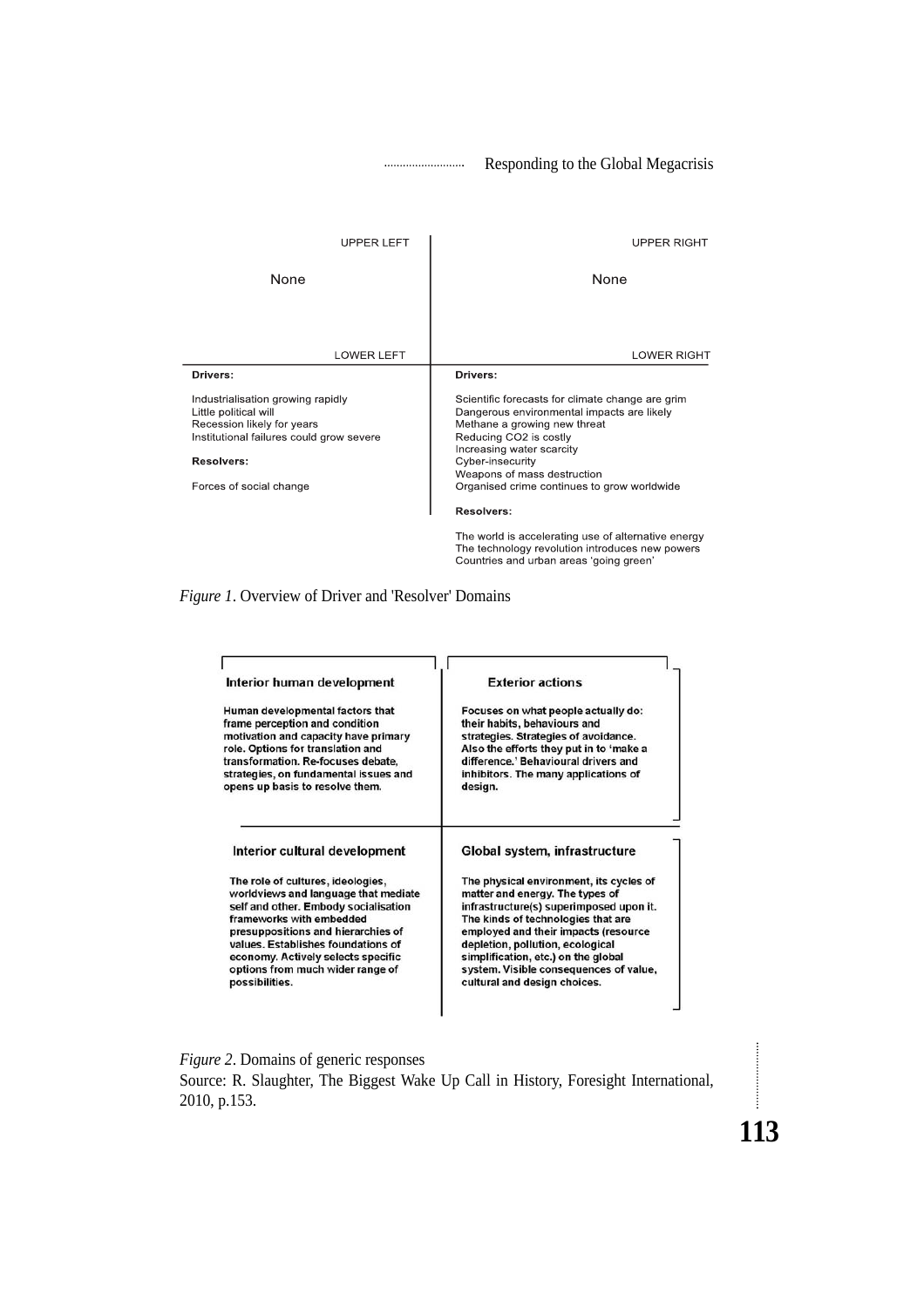| UPPER LEFT | UPPER RIGHT |
| --- | --- |
| None | None |
| **LOWER LEFT** | **LOWER RIGHT** |
| **Drivers:**<br><br>Industrialisation growing rapidly<br>Little political will<br>Recession likely for years<br>Institutional failures could grow severe<br><br>**Resolvers:**<br><br>Forces of social change | **Drivers:**<br><br>Scientific forecasts for climate change are grim<br>Dangerous environmental impacts are likely<br>Methane a growing new threat<br>Reducing CO2 is costly<br>Increasing water scarcity<br>Cyber-insecurity<br>Weapons of mass destruction<br>Organised crime continues to grow worldwide<br><br>**Resolvers:**<br><br>The world is accelerating use of alternative energy<br>The technology revolution introduces new powers<br>Countries and urban areas 'going green' |

*Figure 1*. Overview of Driver and 'Resolver' Domains

| **Interior human development** | **Exterior actions** |
| --- | --- |
| **Human developmental factors that frame perception and condition motivation and capacity have primary role. Options for translation and transformation. Re-focuses debate, strategies, on fundamental issues and opens up basis to resolve them.** | **Focuses on what people actually do: their habits, behaviours and strategies. Strategies of avoidance. Also the efforts they put in to 'make a difference.' Behavioural drivers and inhibitors. The many applications of design.** |
| **Interior cultural development** | **Global system, infrastructure** |
| **The role of cultures, ideologies, worldviews and language that mediate self and other. Embody socialisation frameworks with embedded presuppositions and hierarchies of values. Establishes foundations of economy. Actively selects specific options from much wider range of possibilities.** | **The physical environment, its cycles of matter and energy. The types of infrastructure(s) superimposed upon it. The kinds of technologies that are employed and their impacts (resource depletion, pollution, ecological simplification, etc.) on the global system. Visible consequences of value, cultural and design choices.** |

*Figure 2*. Domains of generic responses
Source: R. Slaughter, The Biggest Wake Up Call in History, Foresight International, 2010, p.153.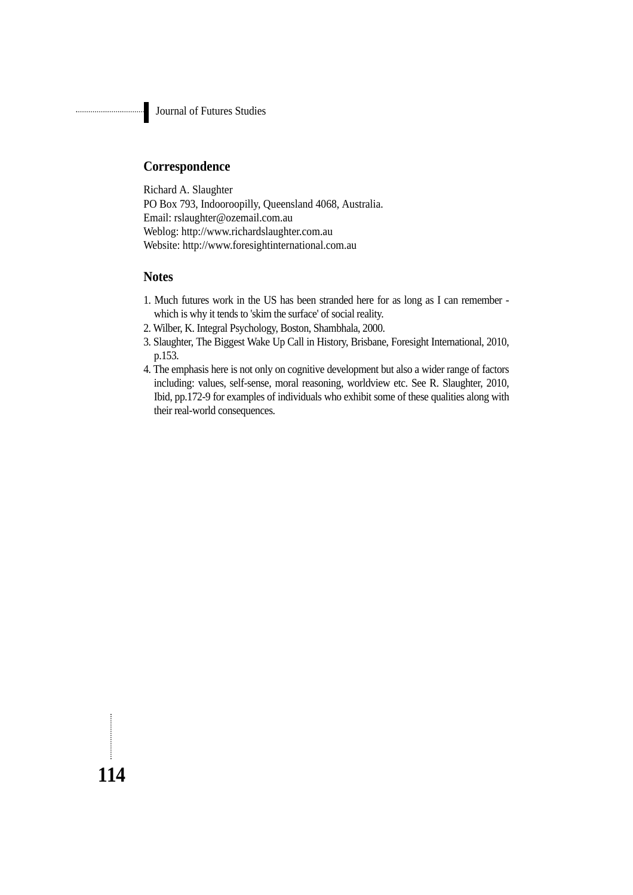## Correspondence

Richard A. Slaughter
PO Box 793, Indooroopilly, Queensland 4068, Australia.
Email: rslaughter@ozemail.com.au
Weblog: http://www.richardslaughter.com.au
Website: http://www.foresightinternational.com.au

## Notes

1. Much futures work in the US has been stranded here for as long as I can remember - which is why it tends to 'skim the surface' of social reality.
2. Wilber, K. Integral Psychology, Boston, Shambhala, 2000.
3. Slaughter, The Biggest Wake Up Call in History, Brisbane, Foresight International, 2010, p.153.
4. The emphasis here is not only on cognitive development but also a wider range of factors including: values, self-sense, moral reasoning, worldview etc. See R. Slaughter, 2010, Ibid, pp.172-9 for examples of individuals who exhibit some of these qualities along with their real-world consequences.